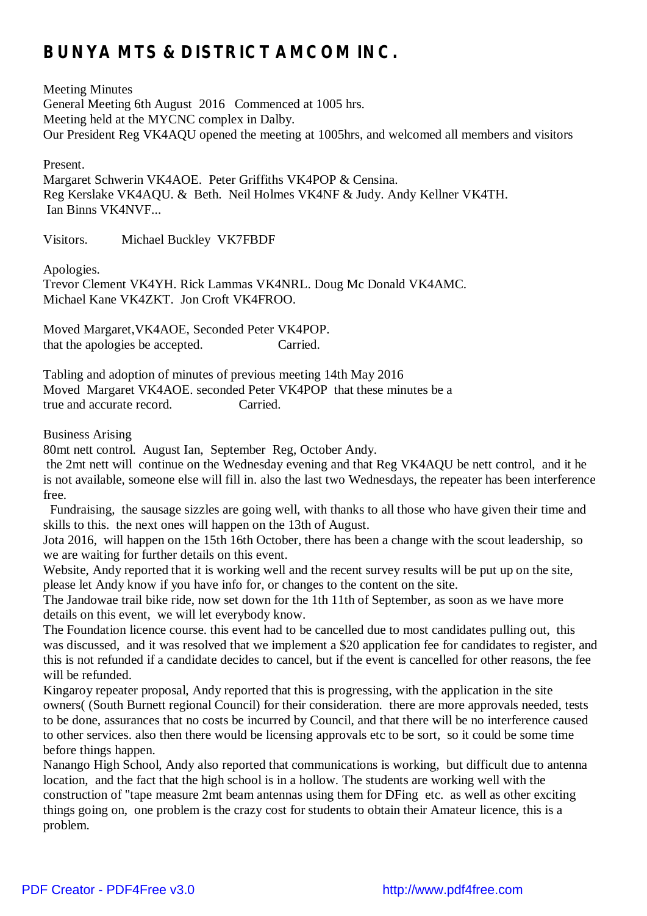# BUNYA MTS & DISTRICT AMCOM INC.

Meeting Minutes
General Meeting 6th August 2016 Commenced at 1005 hrs.
Meeting held at the MYCNC complex in Dalby.
Our President Reg VK4AQU opened the meeting at 1005hrs, and welcomed all members and visitors

Present.
Margaret Schwerin VK4AOE. Peter Griffiths VK4POP & Censina.
Reg Kerslake VK4AQU. & Beth. Neil Holmes VK4NF & Judy. Andy Kellner VK4TH.
Ian Binns VK4NVF...

Visitors. Michael Buckley VK7FBDF

Apologies.
Trevor Clement VK4YH. Rick Lammas VK4NRL. Doug Mc Donald VK4AMC.
Michael Kane VK4ZKT. Jon Croft VK4FROO.

Moved Margaret,VK4AOE, Seconded Peter VK4POP.
that the apologies be accepted. Carried.

Tabling and adoption of minutes of previous meeting 14th May 2016
Moved Margaret VK4AOE. seconded Peter VK4POP that these minutes be a true and accurate record. Carried.

Business Arising
80mt nett control. August Ian, September Reg, October Andy.
the 2mt nett will continue on the Wednesday evening and that Reg VK4AQU be nett control, and it he is not available, someone else will fill in. also the last two Wednesdays, the repeater has been interference free.
Fundraising, the sausage sizzles are going well, with thanks to all those who have given their time and skills to this. the next ones will happen on the 13th of August.
Jota 2016, will happen on the 15th 16th October, there has been a change with the scout leadership, so we are waiting for further details on this event.
Website, Andy reported that it is working well and the recent survey results will be put up on the site, please let Andy know if you have info for, or changes to the content on the site.
The Jandowae trail bike ride, now set down for the 1th 11th of September, as soon as we have more details on this event, we will let everybody know.
The Foundation licence course. this event had to be cancelled due to most candidates pulling out, this was discussed, and it was resolved that we implement a $20 application fee for candidates to register, and this is not refunded if a candidate decides to cancel, but if the event is cancelled for other reasons, the fee will be refunded.
Kingaroy repeater proposal, Andy reported that this is progressing, with the application in the site owners( (South Burnett regional Council) for their consideration. there are more approvals needed, tests to be done, assurances that no costs be incurred by Council, and that there will be no interference caused to other services. also then there would be licensing approvals etc to be sort, so it could be some time before things happen.
Nanango High School, Andy also reported that communications is working, but difficult due to antenna location, and the fact that the high school is in a hollow. The students are working well with the construction of "tape measure 2mt beam antennas using them for DFing etc. as well as other exciting things going on, one problem is the crazy cost for students to obtain their Amateur licence, this is a problem.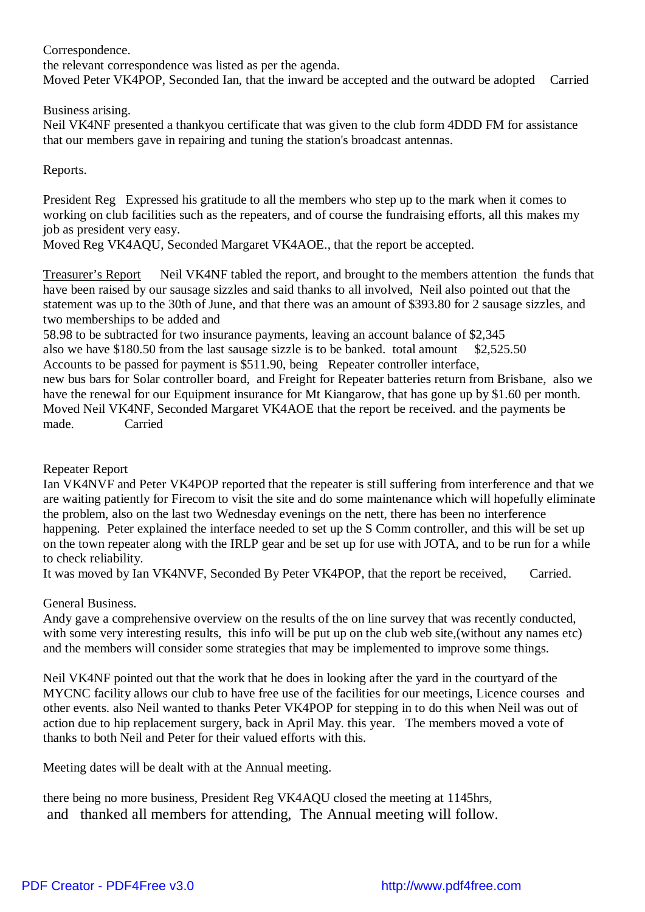Correspondence.

the relevant correspondence was listed as per the agenda.

Moved Peter VK4POP, Seconded Ian, that the inward be accepted and the outward be adopted Carried

Business arising.

Neil VK4NF presented a thankyou certificate that was given to the club form 4DDD FM for assistance that our members gave in repairing and tuning the station's broadcast antennas.

Reports.

President Reg Expressed his gratitude to all the members who step up to the mark when it comes to working on club facilities such as the repeaters, and of course the fundraising efforts, all this makes my job as president very easy.

Moved Reg VK4AQU, Seconded Margaret VK4AOE., that the report be accepted.

Treasurer's Report Neil VK4NF tabled the report, and brought to the members attention the funds that have been raised by our sausage sizzles and said thanks to all involved, Neil also pointed out that the statement was up to the 30th of June, and that there was an amount of $393.80 for 2 sausage sizzles, and two memberships to be added and

58.98 to be subtracted for two insurance payments, leaving an account balance of $2,345

also we have $180.50 from the last sausage sizzle is to be banked. total amount $2,525.50

Accounts to be passed for payment is $511.90, being Repeater controller interface,

new bus bars for Solar controller board, and Freight for Repeater batteries return from Brisbane, also we have the renewal for our Equipment insurance for Mt Kiangarow, that has gone up by $1.60 per month.

Moved Neil VK4NF, Seconded Margaret VK4AOE that the report be received. and the payments be made. Carried

Repeater Report

Ian VK4NVF and Peter VK4POP reported that the repeater is still suffering from interference and that we are waiting patiently for Firecom to visit the site and do some maintenance which will hopefully eliminate the problem, also on the last two Wednesday evenings on the nett, there has been no interference happening. Peter explained the interface needed to set up the S Comm controller, and this will be set up on the town repeater along with the IRLP gear and be set up for use with JOTA, and to be run for a while to check reliability.

It was moved by Ian VK4NVF, Seconded By Peter VK4POP, that the report be received, Carried.

General Business.

Andy gave a comprehensive overview on the results of the on line survey that was recently conducted, with some very interesting results, this info will be put up on the club web site,(without any names etc) and the members will consider some strategies that may be implemented to improve some things.

Neil VK4NF pointed out that the work that he does in looking after the yard in the courtyard of the MYCNC facility allows our club to have free use of the facilities for our meetings, Licence courses and other events. also Neil wanted to thanks Peter VK4POP for stepping in to do this when Neil was out of action due to hip replacement surgery, back in April May. this year. The members moved a vote of thanks to both Neil and Peter for their valued efforts with this.

Meeting dates will be dealt with at the Annual meeting.

there being no more business, President Reg VK4AQU closed the meeting at 1145hrs, and thanked all members for attending, The Annual meeting will follow.